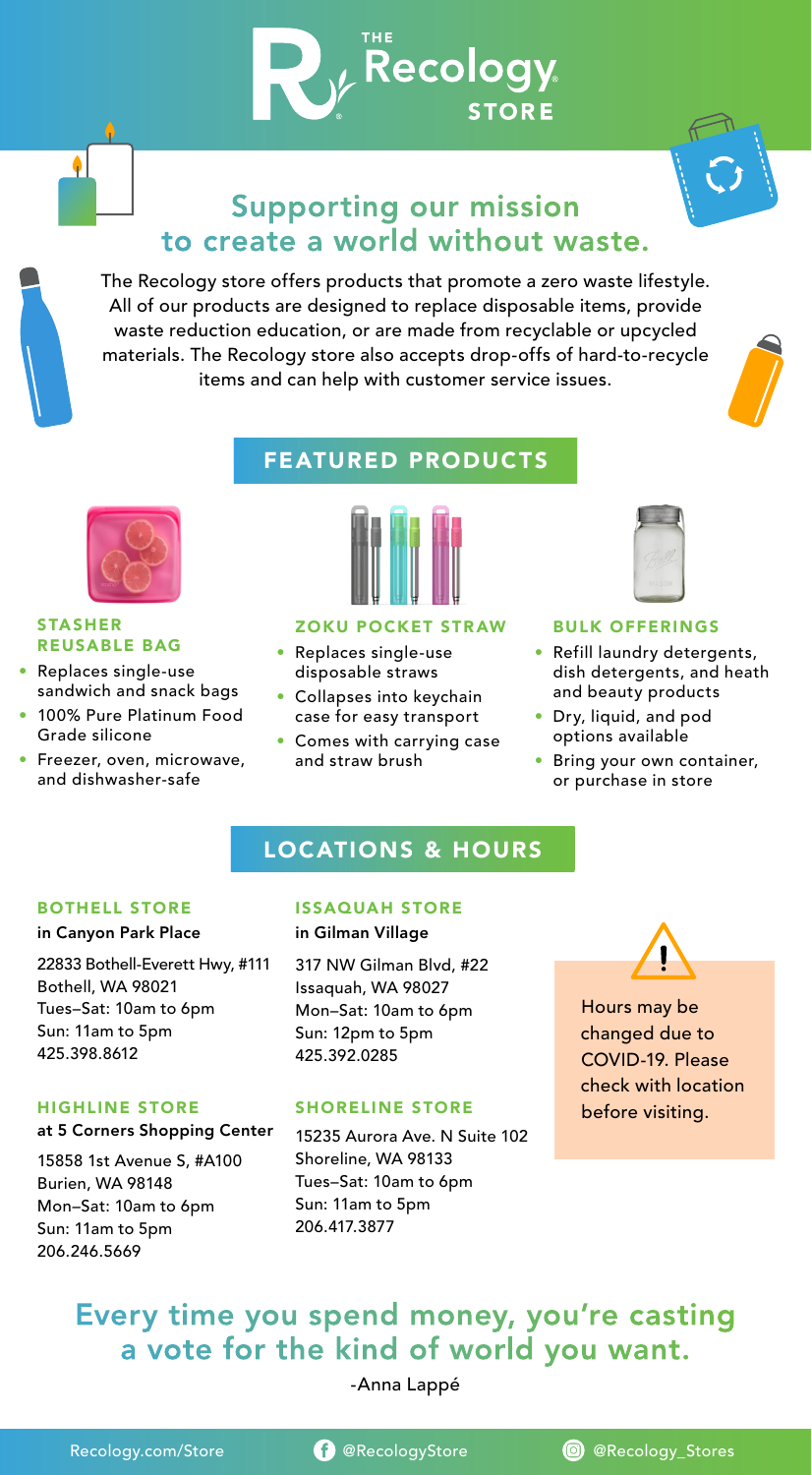# THE Recology STORE

## Supporting our mission to create a world without waste.

The Recology store offers products that promote a zero waste lifestyle. All of our products are designed to replace disposable items, provide waste reduction education, or are made from recyclable or upcycled materials. The Recology store also accepts drop-offs of hard-to-recycle items and can help with customer service issues.

## FEATURED PRODUCTS

### STASHER REUSABLE BAG

- Replaces single-use sandwich and snack bags
- 100% Pure Platinum Food Grade silicone
- Freezer, oven, microwave, and dishwasher-safe

### ZOKU POCKET STRAW

- Replaces single-use disposable straws
- Collapses into keychain case for easy transport
- Comes with carrying case and straw brush

### BULK OFFERINGS

- Refill laundry detergents, dish detergents, and heath and beauty products
- Dry, liquid, and pod options available
- Bring your own container, or purchase in store

## LOCATIONS & HOURS

### BOTHELL STORE

**in Canyon Park Place**

22833 Bothell-Everett Hwy, #111
Bothell, WA 98021
Tues–Sat: 10am to 6pm
Sun: 11am to 5pm
425.398.8612

### HIGHLINE STORE

**at 5 Corners Shopping Center**

15858 1st Avenue S, #A100
Burien, WA 98148
Mon–Sat: 10am to 6pm
Sun: 11am to 5pm
206.246.5669

### ISSAQUAH STORE

**in Gilman Village**

317 NW Gilman Blvd, #22
Issaquah, WA 98027
Mon–Sat: 10am to 6pm
Sun: 12pm to 5pm
425.392.0285

### SHORELINE STORE

15235 Aurora Ave. N Suite 102
Shoreline, WA 98133
Tues–Sat: 10am to 6pm
Sun: 11am to 5pm
206.417.3877

Hours may be changed due to COVID-19. Please check with location before visiting.

## Every time you spend money, you're casting a vote for the kind of world you want.

-Anna Lappé

Recology.com/Store @RecologyStore @Recology_Stores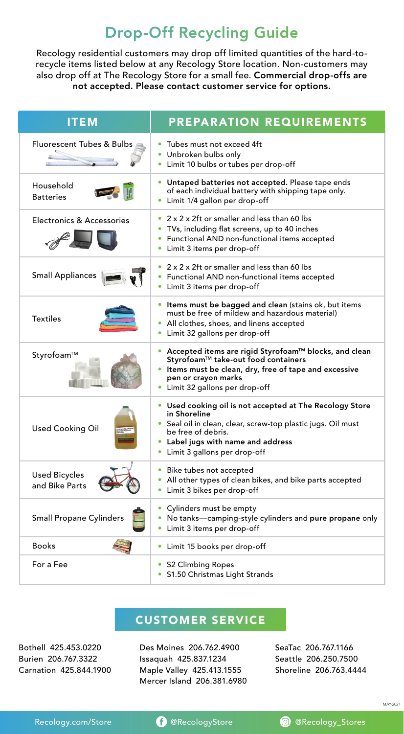# Drop-Off Recycling Guide

Recology residential customers may drop off limited quantities of the hard-to-recycle items listed below at any Recology Store location. Non-customers may also drop off at The Recology Store for a small fee. **Commercial drop-offs are not accepted. Please contact customer service for options.**

| ITEM | PREPARATION REQUIREMENTS |
|---|---|
| Fluorescent Tubes & Bulbs | • Tubes must not exceed 4ft<br>• Unbroken bulbs only<br>• Limit 10 bulbs or tubes per drop-off |
| Household Batteries | • **Untaped batteries not accepted.** Please tape ends of each individual battery with shipping tape only.<br>• Limit 1/4 gallon per drop-off |
| Electronics & Accessories | • 2 x 2 x 2ft or smaller and less than 60 lbs<br>• TVs, including flat screens, up to 40 inches<br>• Functional AND non-functional items accepted<br>• Limit 3 items per drop-off |
| Small Appliances | • 2 x 2 x 2ft or smaller and less than 60 lbs<br>• Functional AND non-functional items accepted<br>• Limit 3 items per drop-off |
| Textiles | • **Items must be bagged and clean** (stains ok, but items must be free of mildew and hazardous material)<br>• All clothes, shoes, and linens accepted<br>• Limit 32 gallons per drop-off |
| Styrofoam™ | • **Accepted items are rigid Styrofoam™ blocks, and clean Styrofoam™ take-out food containers**<br>• **Items must be clean, dry, free of tape and excessive pen or crayon marks**<br>• Limit 32 gallons per drop-off |
| Used Cooking Oil | • **Used cooking oil is not accepted at The Recology Store in Shoreline**<br>• Seal oil in clean, clear, screw-top plastic jugs. Oil must be free of debris.<br>• **Label jugs with name and address**<br>• Limit 3 gallons per drop-off |
| Used Bicycles and Bike Parts | • Bike tubes not accepted<br>• All other types of clean bikes, and bike parts accepted<br>• Limit 3 bikes per drop-off |
| Small Propane Cylinders | • Cylinders must be empty<br>• No tanks—camping-style cylinders and **pure propane** only<br>• Limit 3 items per drop-off |
| Books | • Limit 15 books per drop-off |
| For a Fee | • $2 Climbing Ropes<br>• $1.50 Christmas Light Strands |

## CUSTOMER SERVICE

Bothell 425.453.0220
Burien 206.767.3322
Carnation 425.844.1900
Des Moines 206.762.4900
Issaquah 425.837.1234
Maple Valley 425.413.1555
Mercer Island 206.381.6980
SeaTac 206.767.1166
Seattle 206.250.7500
Shoreline 206.763.4444

MAY-2021

Recology.com/Store    @RecologyStore    @Recology_Stores